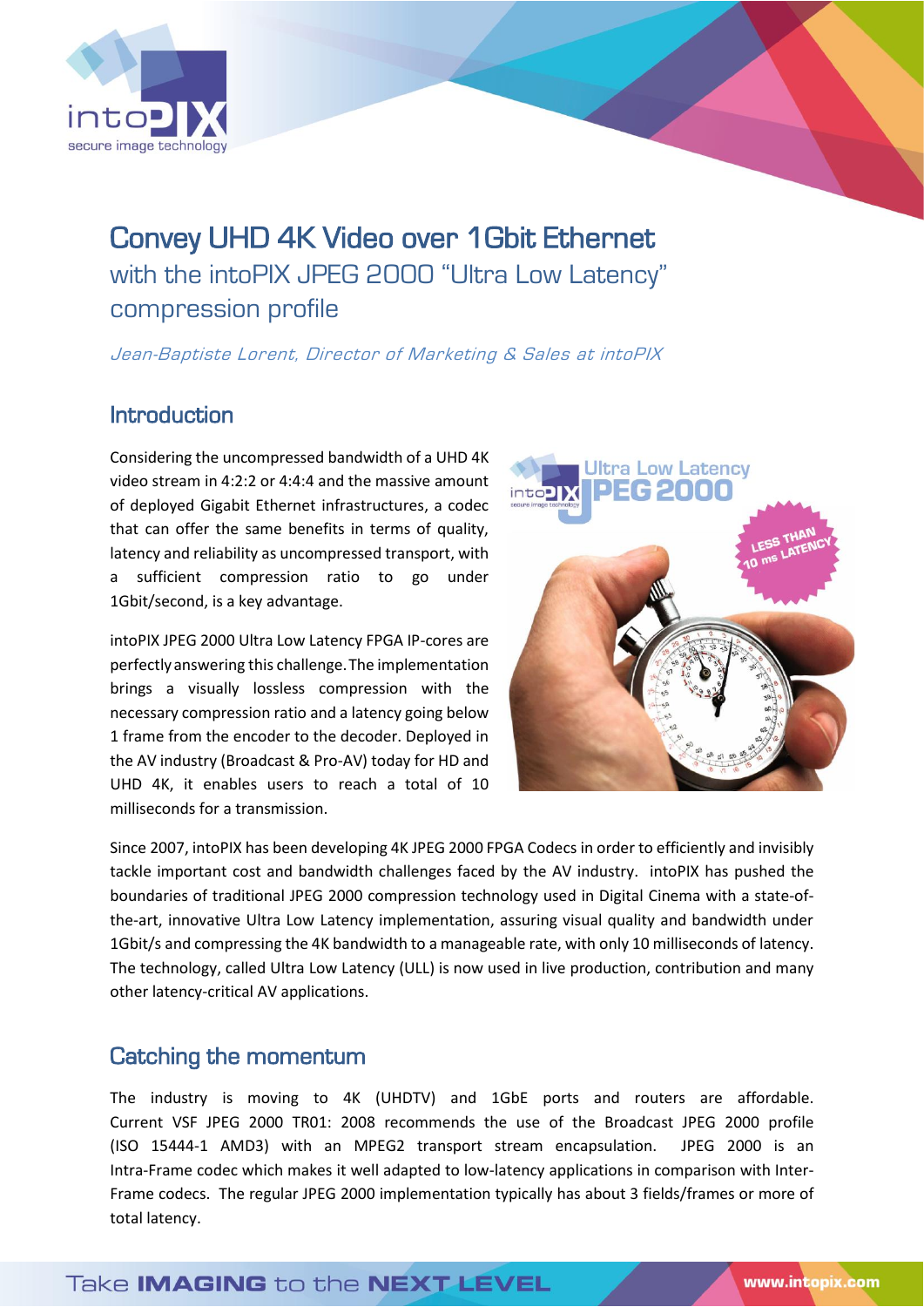# Convey UHD 4K Video over 1Gbit Ethernet

## with the intoPIX JPEG 2000 "Ultra Low Latency" compression profile

*Jean-Baptiste Lorent, Director of Marketing & Sales at intoPIX*

## Introduction

Considering the uncompressed bandwidth of a UHD 4K video stream in 4:2:2 or 4:4:4 and the massive amount of deployed Gigabit Ethernet infrastructures, a codec that can offer the same benefits in terms of quality, latency and reliability as uncompressed transport, with a sufficient compression ratio to go under 1Gbit/second, is a key advantage.

intoPIX JPEG 2000 Ultra Low Latency FPGA IP-cores are perfectly answering this challenge. The implementation brings a visually lossless compression with the necessary compression ratio and a latency going below 1 frame from the encoder to the decoder. Deployed in the AV industry (Broadcast & Pro-AV) today for HD and UHD 4K, it enables users to reach a total of 10 milliseconds for a transmission.

Since 2007, intoPIX has been developing 4K JPEG 2000 FPGA Codecs in order to efficiently and invisibly tackle important cost and bandwidth challenges faced by the AV industry. intoPIX has pushed the boundaries of traditional JPEG 2000 compression technology used in Digital Cinema with a state-of-the-art, innovative Ultra Low Latency implementation, assuring visual quality and bandwidth under 1Gbit/s and compressing the 4K bandwidth to a manageable rate, with only 10 milliseconds of latency. The technology, called Ultra Low Latency (ULL) is now used in live production, contribution and many other latency-critical AV applications.

## Catching the momentum

The industry is moving to 4K (UHDTV) and 1GbE ports and routers are affordable. Current VSF JPEG 2000 TR01: 2008 recommends the use of the Broadcast JPEG 2000 profile (ISO 15444-1 AMD3) with an MPEG2 transport stream encapsulation. JPEG 2000 is an Intra-Frame codec which makes it well adapted to low-latency applications in comparison with Inter-Frame codecs. The regular JPEG 2000 implementation typically has about 3 fields/frames or more of total latency.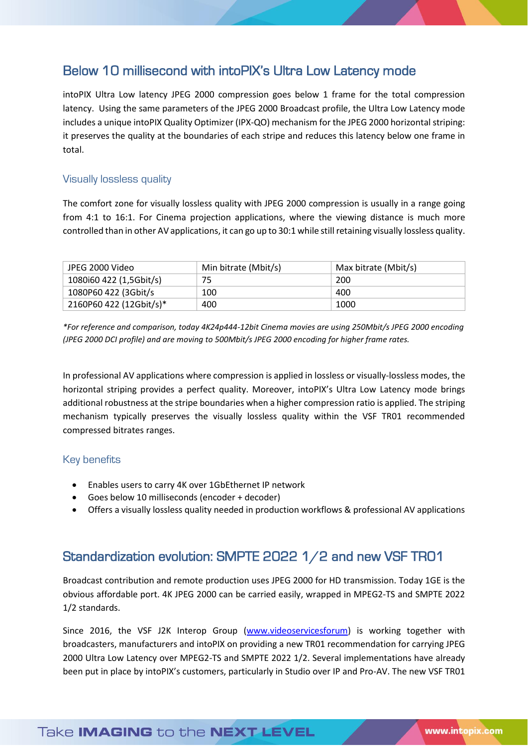## Below 10 millisecond with intoPIX's Ultra Low Latency mode

intoPIX Ultra Low latency JPEG 2000 compression goes below 1 frame for the total compression latency. Using the same parameters of the JPEG 2000 Broadcast profile, the Ultra Low Latency mode includes a unique intoPIX Quality Optimizer (IPX-QO) mechanism for the JPEG 2000 horizontal striping: it preserves the quality at the boundaries of each stripe and reduces this latency below one frame in total.

### Visually lossless quality

The comfort zone for visually lossless quality with JPEG 2000 compression is usually in a range going from 4:1 to 16:1. For Cinema projection applications, where the viewing distance is much more controlled than in other AV applications, it can go up to 30:1 while still retaining visually lossless quality.

| JPEG 2000 Video | Min bitrate (Mbit/s) | Max bitrate (Mbit/s) |
|---|---|---|
| 1080i60 422 (1,5Gbit/s) | 75 | 200 |
| 1080P60 422 (3Gbit/s | 100 | 400 |
| 2160P60 422 (12Gbit/s)* | 400 | 1000 |

*\*For reference and comparison, today 4K24p444-12bit Cinema movies are using 250Mbit/s JPEG 2000 encoding (JPEG 2000 DCI profile) and are moving to 500Mbit/s JPEG 2000 encoding for higher frame rates.*

In professional AV applications where compression is applied in lossless or visually-lossless modes, the horizontal striping provides a perfect quality. Moreover, intoPIX's Ultra Low Latency mode brings additional robustness at the stripe boundaries when a higher compression ratio is applied. The striping mechanism typically preserves the visually lossless quality within the VSF TR01 recommended compressed bitrates ranges.

### Key benefits

- Enables users to carry 4K over 1GbEthernet IP network
- Goes below 10 milliseconds (encoder + decoder)
- Offers a visually lossless quality needed in production workflows & professional AV applications

## Standardization evolution: SMPTE 2022 1/2 and new VSF TR01

Broadcast contribution and remote production uses JPEG 2000 for HD transmission. Today 1GE is the obvious affordable port. 4K JPEG 2000 can be carried easily, wrapped in MPEG2-TS and SMPTE 2022 1/2 standards.

Since 2016, the VSF J2K Interop Group (www.videoservicesforum) is working together with broadcasters, manufacturers and intoPIX on providing a new TR01 recommendation for carrying JPEG 2000 Ultra Low Latency over MPEG2-TS and SMPTE 2022 1/2. Several implementations have already been put in place by intoPIX's customers, particularly in Studio over IP and Pro-AV. The new VSF TR01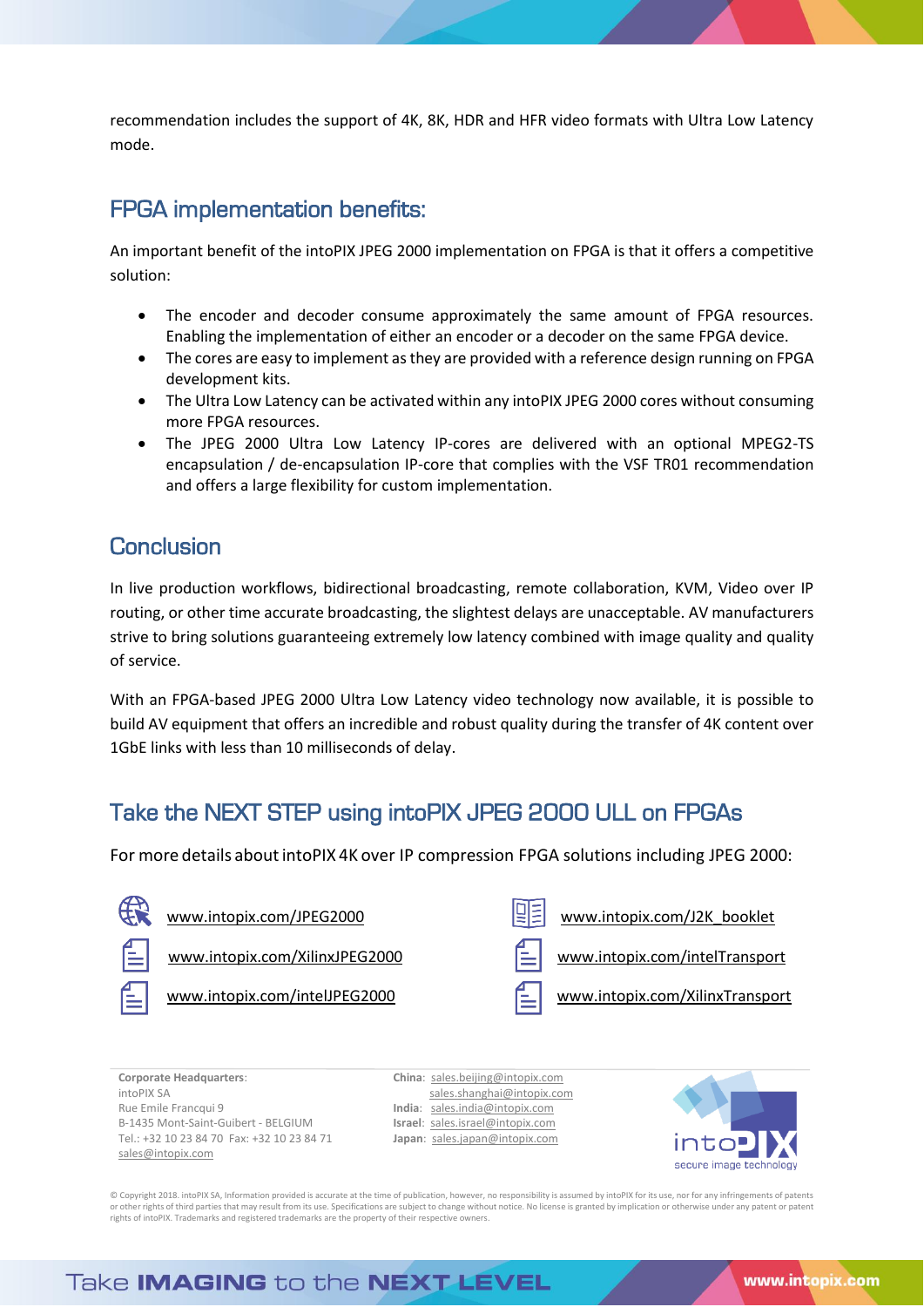recommendation includes the support of 4K, 8K, HDR and HFR video formats with Ultra Low Latency mode.

## FPGA implementation benefits:

An important benefit of the intoPIX JPEG 2000 implementation on FPGA is that it offers a competitive solution:

- The encoder and decoder consume approximately the same amount of FPGA resources. Enabling the implementation of either an encoder or a decoder on the same FPGA device.
- The cores are easy to implement as they are provided with a reference design running on FPGA development kits.
- The Ultra Low Latency can be activated within any intoPIX JPEG 2000 cores without consuming more FPGA resources.
- The JPEG 2000 Ultra Low Latency IP-cores are delivered with an optional MPEG2-TS encapsulation / de-encapsulation IP-core that complies with the VSF TR01 recommendation and offers a large flexibility for custom implementation.

## Conclusion

In live production workflows, bidirectional broadcasting, remote collaboration, KVM, Video over IP routing, or other time accurate broadcasting, the slightest delays are unacceptable. AV manufacturers strive to bring solutions guaranteeing extremely low latency combined with image quality and quality of service.

With an FPGA-based JPEG 2000 Ultra Low Latency video technology now available, it is possible to build AV equipment that offers an incredible and robust quality during the transfer of 4K content over 1GbE links with less than 10 milliseconds of delay.

## Take the NEXT STEP using intoPIX JPEG 2000 ULL on FPGAs

For more details about intoPIX 4K over IP compression FPGA solutions including JPEG 2000:

- www.intopix.com/JPEG2000
- www.intopix.com/XilinxJPEG2000
- www.intopix.com/intelJPEG2000
- www.intopix.com/J2K_booklet
- www.intopix.com/intelTransport
- www.intopix.com/XilinxTransport

**Corporate Headquarters**:
intoPIX SA
Rue Emile Francqui 9
B-1435 Mont-Saint-Guibert - BELGIUM
Tel.: +32 10 23 84 70 Fax: +32 10 23 84 71
sales@intopix.com

**China**: sales.beijing@intopix.com
sales.shanghai@intopix.com
**India**: sales.india@intopix.com
**Israel**: sales.israel@intopix.com
**Japan**: sales.japan@intopix.com

intoPIX secure image technology

© Copyright 2018. intoPIX SA, Information provided is accurate at the time of publication, however, no responsibility is assumed by intoPIX for its use, nor for any infringements of patents or other rights of third parties that may result from its use. Specifications are subject to change without notice. No license is granted by implication or otherwise under any patent or patent rights of intoPIX. Trademarks and registered trademarks are the property of their respective owners.